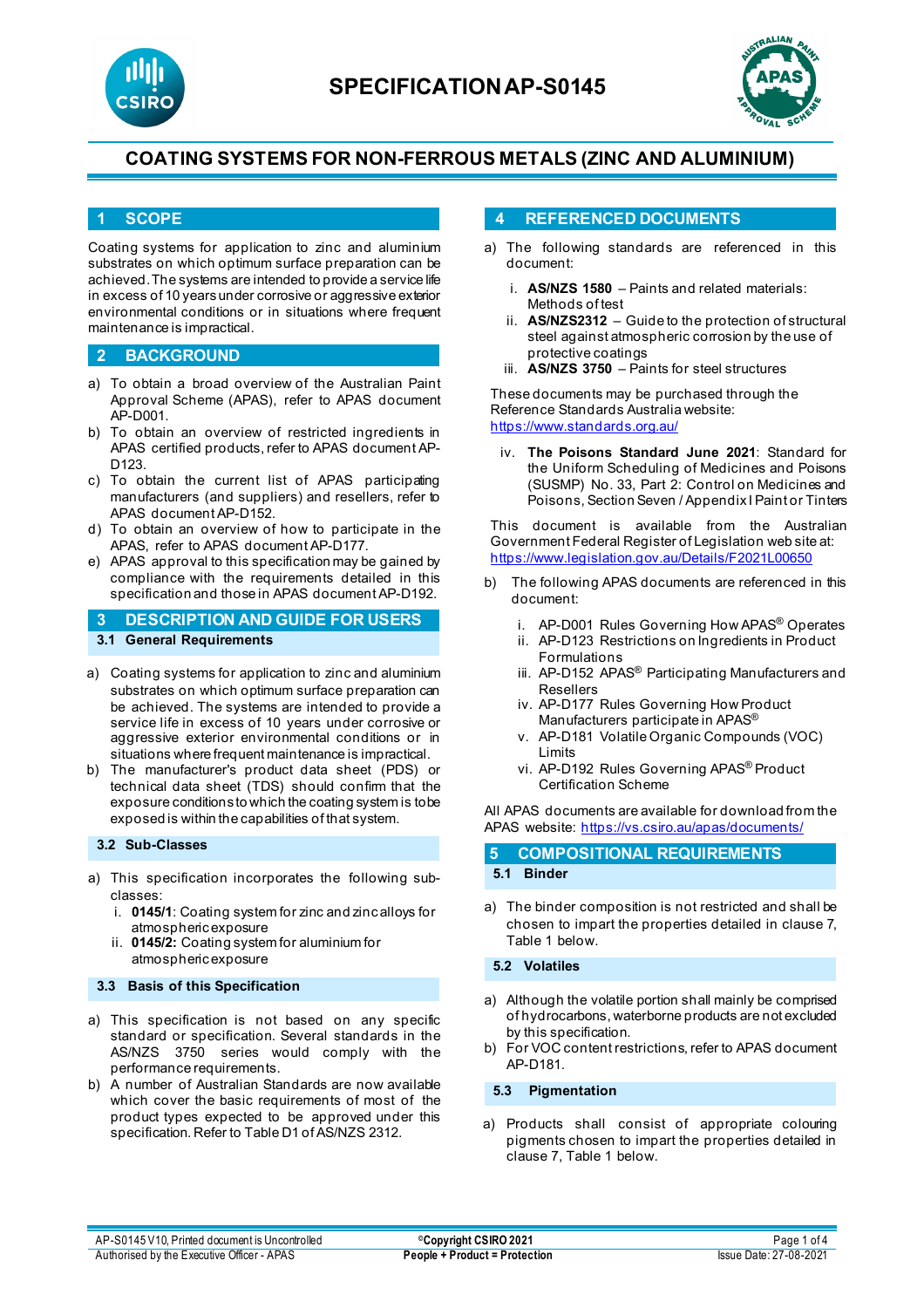# SPECIFICATION AP-S0145

## COATING SYSTEMS FOR NON-FERROUS METALS (ZINC AND ALUMINIUM)

## 1 SCOPE

Coating systems for application to zinc and aluminium substrates on which optimum surface preparation can be achieved. The systems are intended to provide a service life in excess of 10 years under corrosive or aggressive exterior environmental conditions or in situations where frequent maintenance is impractical.

## 2 BACKGROUND

a) To obtain a broad overview of the Australian Paint Approval Scheme (APAS), refer to APAS document AP-D001.
b) To obtain an overview of restricted ingredients in APAS certified products, refer to APAS document AP-D123.
c) To obtain the current list of APAS participating manufacturers (and suppliers) and resellers, refer to APAS document AP-D152.
d) To obtain an overview of how to participate in the APAS, refer to APAS document AP-D177.
e) APAS approval to this specification may be gained by compliance with the requirements detailed in this specification and those in APAS document AP-D192.

## 3 DESCRIPTION AND GUIDE FOR USERS

### 3.1 General Requirements

a) Coating systems for application to zinc and aluminium substrates on which optimum surface preparation can be achieved. The systems are intended to provide a service life in excess of 10 years under corrosive or aggressive exterior environmental conditions or in situations where frequent maintenance is impractical.
b) The manufacturer's product data sheet (PDS) or technical data sheet (TDS) should confirm that the exposure conditions to which the coating system is to be exposed is within the capabilities of that system.

### 3.2 Sub-Classes

a) This specification incorporates the following sub-classes:
   i. **0145/1**: Coating system for zinc and zinc alloys for atmospheric exposure
   ii. **0145/2:** Coating system for aluminium for atmospheric exposure

### 3.3 Basis of this Specification

a) This specification is not based on any specific standard or specification. Several standards in the AS/NZS 3750 series would comply with the performance requirements.
b) A number of Australian Standards are now available which cover the basic requirements of most of the product types expected to be approved under this specification. Refer to Table D1 of AS/NZS 2312.

## 4 REFERENCED DOCUMENTS

a) The following standards are referenced in this document:
   i. **AS/NZS 1580** – Paints and related materials: Methods of test
   ii. **AS/NZS2312** – Guide to the protection of structural steel against atmospheric corrosion by the use of protective coatings
   iii. **AS/NZS 3750** – Paints for steel structures

   These documents may be purchased through the Reference Standards Australia website: https://www.standards.org.au/

   iv. **The Poisons Standard June 2021**: Standard for the Uniform Scheduling of Medicines and Poisons (SUSMP) No. 33, Part 2: Control on Medicines and Poisons, Section Seven / Appendix I Paint or Tinters

   This document is available from the Australian Government Federal Register of Legislation web site at: https://www.legislation.gov.au/Details/F2021L00650

b) The following APAS documents are referenced in this document:
   i. AP-D001 Rules Governing How APAS® Operates
   ii. AP-D123 Restrictions on Ingredients in Product Formulations
   iii. AP-D152 APAS® Participating Manufacturers and Resellers
   iv. AP-D177 Rules Governing How Product Manufacturers participate in APAS®
   v. AP-D181 Volatile Organic Compounds (VOC) Limits
   vi. AP-D192 Rules Governing APAS® Product Certification Scheme

All APAS documents are available for download from the APAS website: https://vs.csiro.au/apas/documents/

## 5 COMPOSITIONAL REQUIREMENTS

### 5.1 Binder

a) The binder composition is not restricted and shall be chosen to impart the properties detailed in clause 7, Table 1 below.

### 5.2 Volatiles

a) Although the volatile portion shall mainly be comprised of hydrocarbons, waterborne products are not excluded by this specification.
b) For VOC content restrictions, refer to APAS document AP-D181.

### 5.3 Pigmentation

a) Products shall consist of appropriate colouring pigments chosen to impart the properties detailed in clause 7, Table 1 below.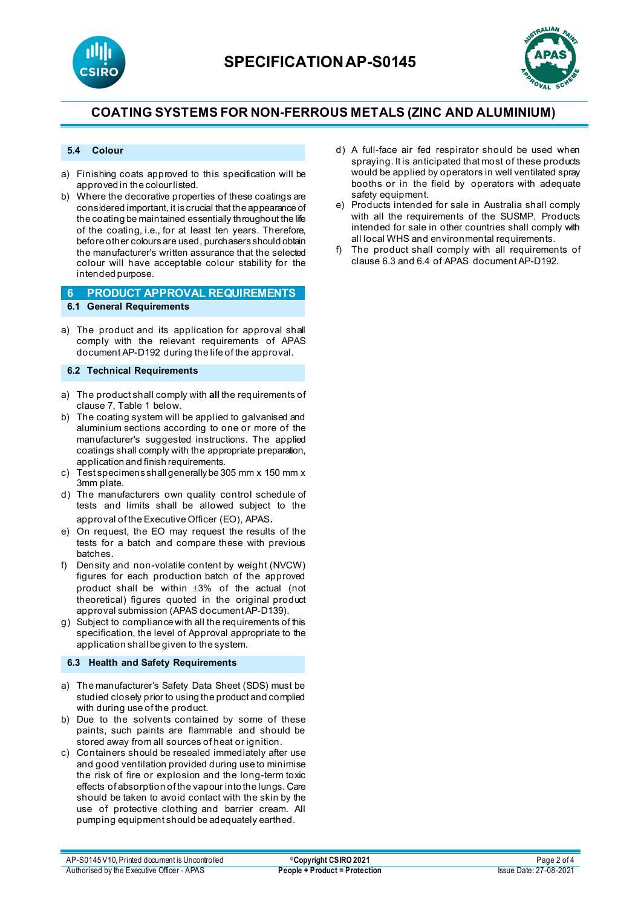### 5.4 Colour

a) Finishing coats approved to this specification will be approved in the colour listed.
b) Where the decorative properties of these coatings are considered important, it is crucial that the appearance of the coating be maintained essentially throughout the life of the coating, i.e., for at least ten years. Therefore, before other colours are used, purchasers should obtain the manufacturer's written assurance that the selected colour will have acceptable colour stability for the intended purpose.

## 6 PRODUCT APPROVAL REQUIREMENTS

### 6.1 General Requirements

a) The product and its application for approval shall comply with the relevant requirements of APAS document AP-D192 during the life of the approval.

### 6.2 Technical Requirements

a) The product shall comply with **all** the requirements of clause 7, Table 1 below.
b) The coating system will be applied to galvanised and aluminium sections according to one or more of the manufacturer's suggested instructions. The applied coatings shall comply with the appropriate preparation, application and finish requirements.
c) Test specimens shall generally be 305 mm x 150 mm x 3mm plate.
d) The manufacturers own quality control schedule of tests and limits shall be allowed subject to the approval of the Executive Officer (EO), APAS.
e) On request, the EO may request the results of the tests for a batch and compare these with previous batches.
f) Density and non-volatile content by weight (NVCW) figures for each production batch of the approved product shall be within ±3% of the actual (not theoretical) figures quoted in the original product approval submission (APAS document AP-D139).
g) Subject to compliance with all the requirements of this specification, the level of Approval appropriate to the application shall be given to the system.

### 6.3 Health and Safety Requirements

a) The manufacturer's Safety Data Sheet (SDS) must be studied closely prior to using the product and complied with during use of the product.
b) Due to the solvents contained by some of these paints, such paints are flammable and should be stored away from all sources of heat or ignition.
c) Containers should be resealed immediately after use and good ventilation provided during use to minimise the risk of fire or explosion and the long-term toxic effects of absorption of the vapour into the lungs. Care should be taken to avoid contact with the skin by the use of protective clothing and barrier cream. All pumping equipment should be adequately earthed.
d) A full-face air fed respirator should be used when spraying. It is anticipated that most of these products would be applied by operators in well ventilated spray booths or in the field by operators with adequate safety equipment.
e) Products intended for sale in Australia shall comply with all the requirements of the SUSMP. Products intended for sale in other countries shall comply with all local WHS and environmental requirements.
f) The product shall comply with all requirements of clause 6.3 and 6.4 of APAS document AP-D192.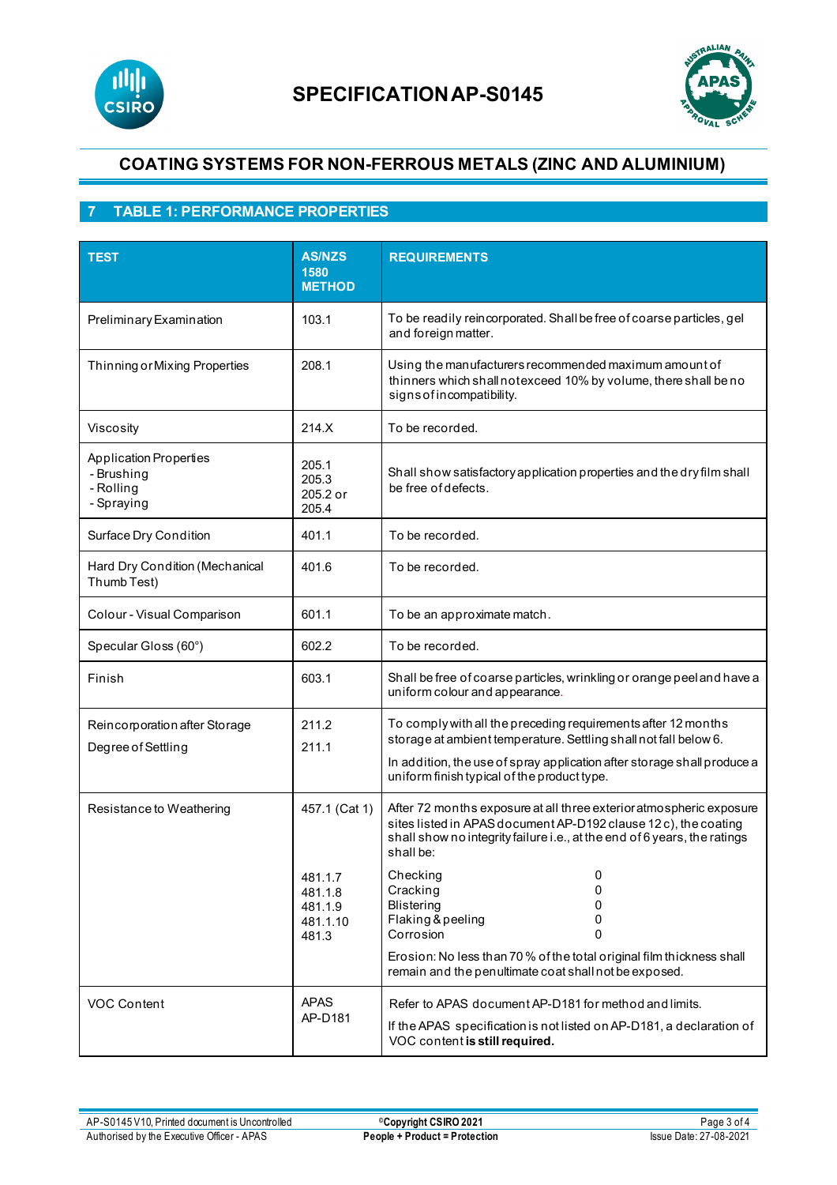# SPECIFICATION AP-S0145

## COATING SYSTEMS FOR NON-FERROUS METALS (ZINC AND ALUMINIUM)

## 7 TABLE 1: PERFORMANCE PROPERTIES

| TEST | AS/NZS 1580 METHOD | REQUIREMENTS |
|---|---|---|
| Preliminary Examination | 103.1 | To be readily reincorporated. Shall be free of coarse particles, gel and foreign matter. |
| Thinning or Mixing Properties | 208.1 | Using the manufacturers recommended maximum amount of thinners which shall not exceed 10% by volume, there shall be no signs of incompatibility. |
| Viscosity | 214.X | To be recorded. |
| Application Properties<br>- Brushing<br>- Rolling<br>- Spraying | 205.1<br>205.3<br>205.2 or<br>205.4 | Shall show satisfactory application properties and the dry film shall be free of defects. |
| Surface Dry Condition | 401.1 | To be recorded. |
| Hard Dry Condition (Mechanical Thumb Test) | 401.6 | To be recorded. |
| Colour - Visual Comparison | 601.1 | To be an approximate match. |
| Specular Gloss (60°) | 602.2 | To be recorded. |
| Finish | 603.1 | Shall be free of coarse particles, wrinkling or orange peel and have a uniform colour and appearance. |
| Reincorporation after Storage<br>Degree of Settling | 211.2<br>211.1 | To comply with all the preceding requirements after 12 months storage at ambient temperature. Settling shall not fall below 6.<br>In addition, the use of spray application after storage shall produce a uniform finish typical of the product type. |
| Resistance to Weathering | 457.1 (Cat 1)<br><br>481.1.7<br>481.1.8<br>481.1.9<br>481.1.10<br>481.3 | After 72 months exposure at all three exterior atmospheric exposure sites listed in APAS document AP-D192 clause 12 c), the coating shall show no integrity failure i.e., at the end of 6 years, the ratings shall be:<br>Checking 0<br>Cracking 0<br>Blistering 0<br>Flaking & peeling 0<br>Corrosion 0<br>Erosion: No less than 70 % of the total original film thickness shall remain and the penultimate coat shall not be exposed. |
| VOC Content | APAS AP-D181 | Refer to APAS document AP-D181 for method and limits.<br>If the APAS specification is not listed on AP-D181, a declaration of VOC content **is still required.** |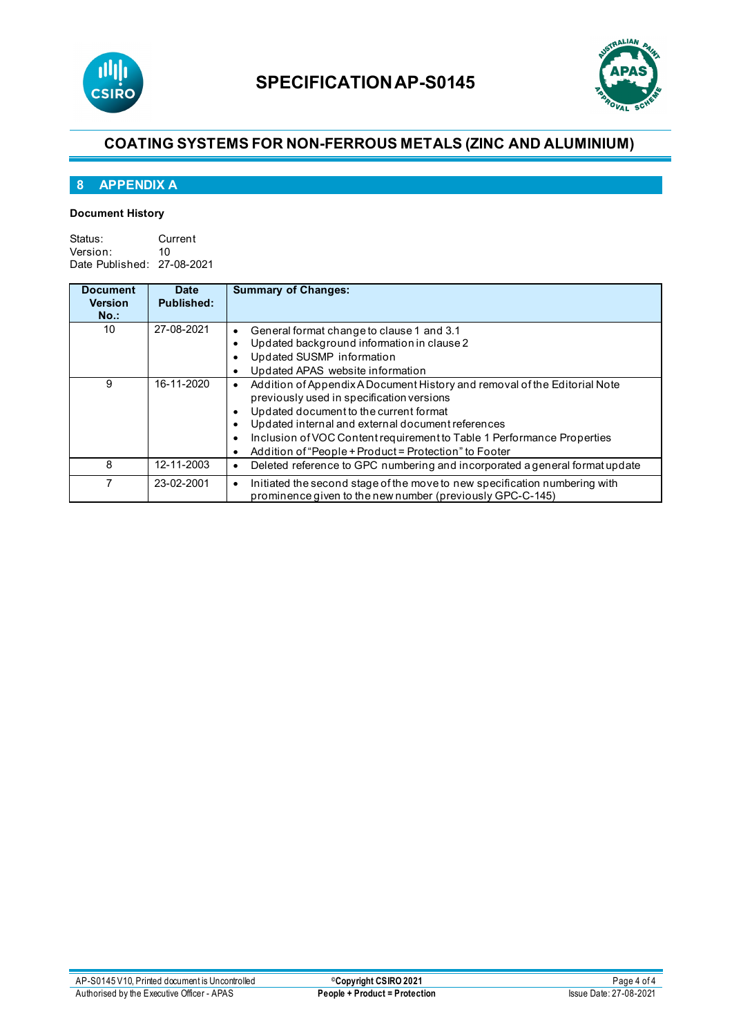## 8 APPENDIX A

**Document History**

Status: Current
Version: 10
Date Published: 27-08-2021

| Document Version No.: | Date Published: | Summary of Changes: |
|---|---|---|
| 10 | 27-08-2021 | • General format change to clause 1 and 3.1<br>• Updated background information in clause 2<br>• Updated SUSMP information<br>• Updated APAS website information |
| 9 | 16-11-2020 | • Addition of Appendix A Document History and removal of the Editorial Note previously used in specification versions<br>• Updated document to the current format<br>• Updated internal and external document references<br>• Inclusion of VOC Content requirement to Table 1 Performance Properties<br>• Addition of "People + Product = Protection" to Footer |
| 8 | 12-11-2003 | • Deleted reference to GPC numbering and incorporated a general format update |
| 7 | 23-02-2001 | • Initiated the second stage of the move to new specification numbering with prominence given to the new number (previously GPC-C-145) |